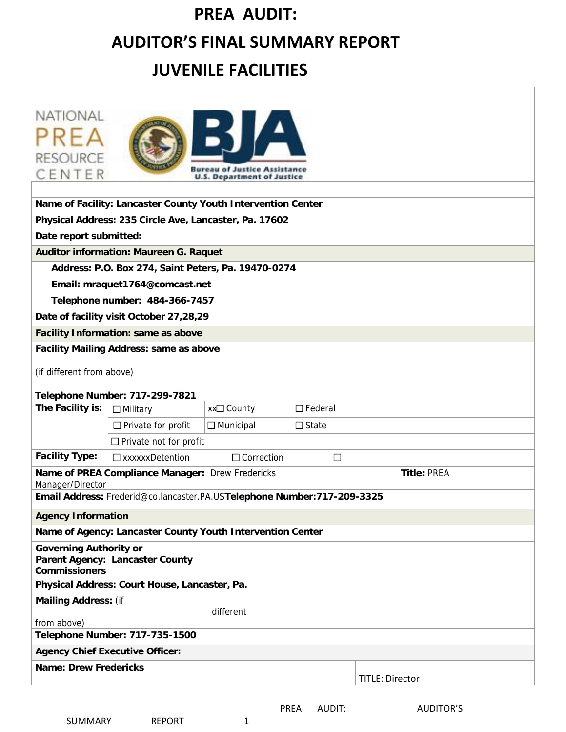# PREA AUDIT:
# AUDITOR'S FINAL SUMMARY REPORT
# JUVENILE FACILITIES

NATIONAL PREA RESOURCE CENTER

BJA Bureau of Justice Assistance U.S. Department of Justice

| | | | | |
|---|---|---|---|---|
| **Name of Facility: Lancaster County Youth Intervention Center** | | | | |
| **Physical Address: 235 Circle Ave, Lancaster, Pa. 17602** | | | | |
| **Date report submitted:** | | | | |
| **Auditor information: Maureen G. Raquet** | | | | |
| **Address: P.O. Box 274, Saint Peters, Pa. 19470-0274** | | | | |
| **Email: mraquet1764@comcast.net** | | | | |
| **Telephone number: 484-366-7457** | | | | |
| **Date of facility visit October 27,28,29** | | | | |
| **Facility Information: same as above** | | | | |
| **Facility Mailing Address: same as above** (if different from above) | | | | |
| **Telephone Number: 717-299-7821** | | | | |
| **The Facility is:** | ☐ Military | xx☐ County | ☐ Federal | |
| | ☐ Private for profit | ☐ Municipal | ☐ State | |
| | ☐ Private not for profit | | | |
| **Facility Type:** | ☐ xxxxxxDetention | ☐ Correction | ☐ | |
| **Name of PREA Compliance Manager:** Drew Fredericks | | | **Title:** PREA Manager/Director | |
| **Email Address:** Frederid@co.lancaster.PA.US | | | **Telephone Number:717-209-3325** | |
| **Agency Information** | | | | |
| **Name of Agency: Lancaster County Youth Intervention Center** | | | | |
| **Governing Authority or Parent Agency: Lancaster County Commissioners** | | | | |
| **Physical Address: Court House, Lancaster, Pa.** | | | | |
| **Mailing Address:** (if different from above) | | | | |
| **Telephone Number: 717-735-1500** | | | | |
| **Agency Chief Executive Officer:** | | | | |
| **Name: Drew Fredericks** | | | TITLE: Director | |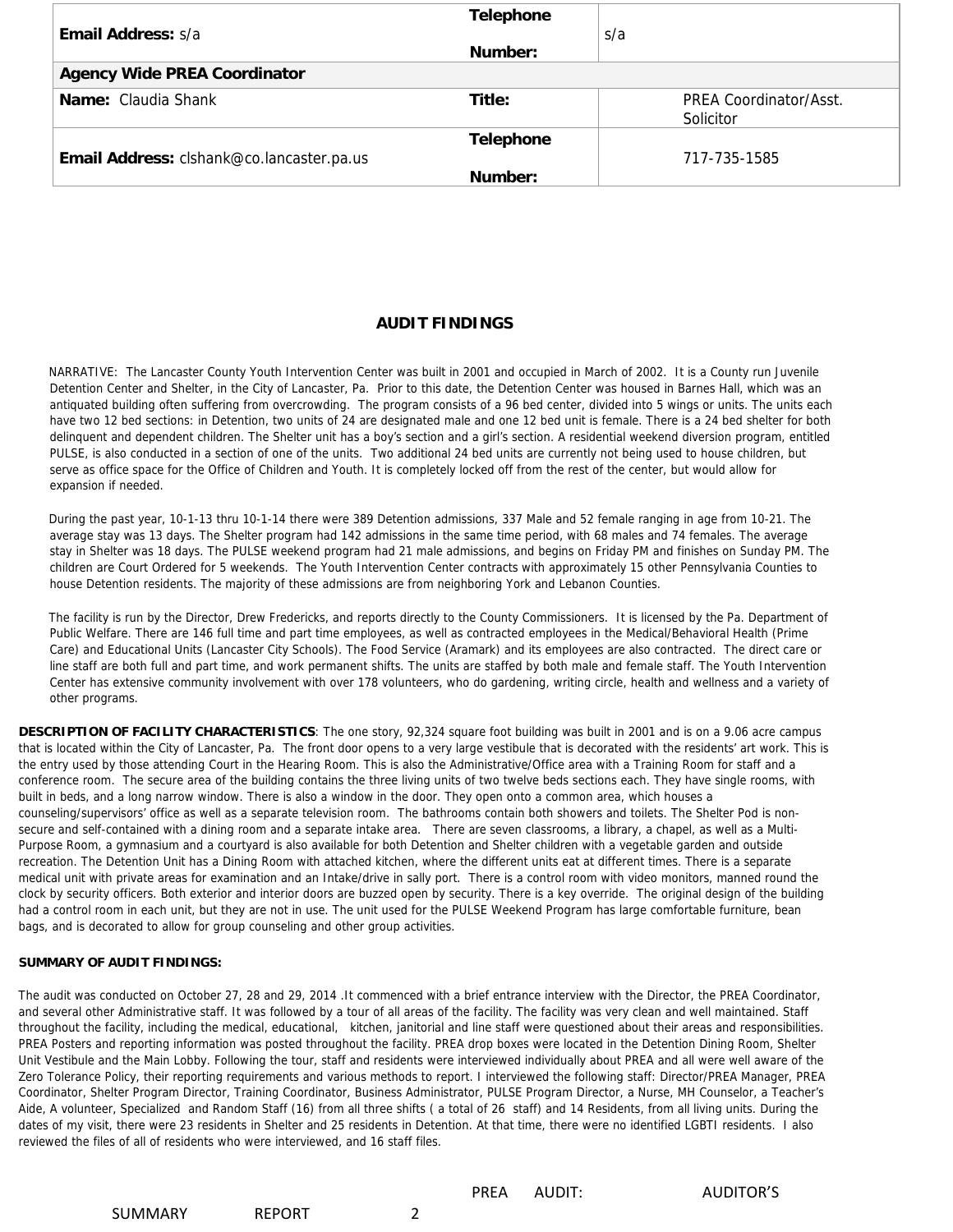| Email Address: s/a | Telephone Number: | s/a |
|---|---|---|
| **Agency Wide PREA Coordinator** | | |
| **Name:** Claudia Shank | **Title:** | PREA Coordinator/Asst. Solicitor |
| **Email Address:** clshank@co.lancaster.pa.us | **Telephone Number:** | 717-735-1585 |

## AUDIT FINDINGS

NARRATIVE: The Lancaster County Youth Intervention Center was built in 2001 and occupied in March of 2002. It is a County run Juvenile Detention Center and Shelter, in the City of Lancaster, Pa. Prior to this date, the Detention Center was housed in Barnes Hall, which was an antiquated building often suffering from overcrowding. The program consists of a 96 bed center, divided into 5 wings or units. The units each have two 12 bed sections: in Detention, two units of 24 are designated male and one 12 bed unit is female. There is a 24 bed shelter for both delinquent and dependent children. The Shelter unit has a boy's section and a girl's section. A residential weekend diversion program, entitled PULSE, is also conducted in a section of one of the units. Two additional 24 bed units are currently not being used to house children, but serve as office space for the Office of Children and Youth. It is completely locked off from the rest of the center, but would allow for expansion if needed.

During the past year, 10-1-13 thru 10-1-14 there were 389 Detention admissions, 337 Male and 52 female ranging in age from 10-21. The average stay was 13 days. The Shelter program had 142 admissions in the same time period, with 68 males and 74 females. The average stay in Shelter was 18 days. The PULSE weekend program had 21 male admissions, and begins on Friday PM and finishes on Sunday PM. The children are Court Ordered for 5 weekends. The Youth Intervention Center contracts with approximately 15 other Pennsylvania Counties to house Detention residents. The majority of these admissions are from neighboring York and Lebanon Counties.

The facility is run by the Director, Drew Fredericks, and reports directly to the County Commissioners. It is licensed by the Pa. Department of Public Welfare. There are 146 full time and part time employees, as well as contracted employees in the Medical/Behavioral Health (Prime Care) and Educational Units (Lancaster City Schools). The Food Service (Aramark) and its employees are also contracted. The direct care or line staff are both full and part time, and work permanent shifts. The units are staffed by both male and female staff. The Youth Intervention Center has extensive community involvement with over 178 volunteers, who do gardening, writing circle, health and wellness and a variety of other programs.

**DESCRIPTION OF FACILITY CHARACTERISTICS**: The one story, 92,324 square foot building was built in 2001 and is on a 9.06 acre campus that is located within the City of Lancaster, Pa. The front door opens to a very large vestibule that is decorated with the residents' art work. This is the entry used by those attending Court in the Hearing Room. This is also the Administrative/Office area with a Training Room for staff and a conference room. The secure area of the building contains the three living units of two twelve beds sections each. They have single rooms, with built in beds, and a long narrow window. There is also a window in the door. They open onto a common area, which houses a counseling/supervisors' office as well as a separate television room. The bathrooms contain both showers and toilets. The Shelter Pod is non-secure and self-contained with a dining room and a separate intake area. There are seven classrooms, a library, a chapel, as well as a Multi-Purpose Room, a gymnasium and a courtyard is also available for both Detention and Shelter children with a vegetable garden and outside recreation. The Detention Unit has a Dining Room with attached kitchen, where the different units eat at different times. There is a separate medical unit with private areas for examination and an Intake/drive in sally port. There is a control room with video monitors, manned round the clock by security officers. Both exterior and interior doors are buzzed open by security. There is a key override. The original design of the building had a control room in each unit, but they are not in use. The unit used for the PULSE Weekend Program has large comfortable furniture, bean bags, and is decorated to allow for group counseling and other group activities.

**SUMMARY OF AUDIT FINDINGS:**

The audit was conducted on October 27, 28 and 29, 2014 .It commenced with a brief entrance interview with the Director, the PREA Coordinator, and several other Administrative staff. It was followed by a tour of all areas of the facility. The facility was very clean and well maintained. Staff throughout the facility, including the medical, educational, kitchen, janitorial and line staff were questioned about their areas and responsibilities. PREA Posters and reporting information was posted throughout the facility. PREA drop boxes were located in the Detention Dining Room, Shelter Unit Vestibule and the Main Lobby. Following the tour, staff and residents were interviewed individually about PREA and all were well aware of the Zero Tolerance Policy, their reporting requirements and various methods to report. I interviewed the following staff: Director/PREA Manager, PREA Coordinator, Shelter Program Director, Training Coordinator, Business Administrator, PULSE Program Director, a Nurse, MH Counselor, a Teacher's Aide, A volunteer, Specialized and Random Staff (16) from all three shifts ( a total of 26 staff) and 14 Residents, from all living units. During the dates of my visit, there were 23 residents in Shelter and 25 residents in Detention. At that time, there were no identified LGBTI residents. I also reviewed the files of all of residents who were interviewed, and 16 staff files.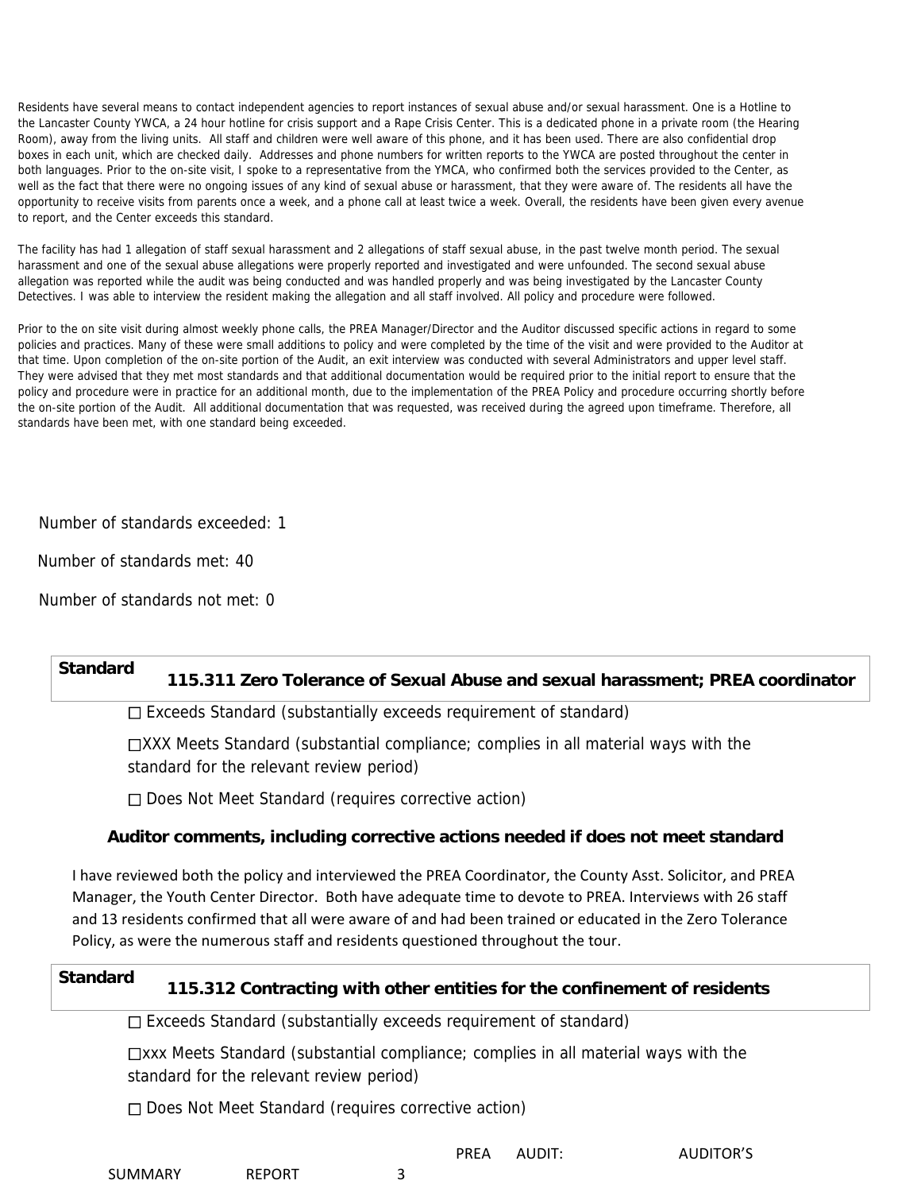Residents have several means to contact independent agencies to report instances of sexual abuse and/or sexual harassment. One is a Hotline to the Lancaster County YWCA, a 24 hour hotline for crisis support and a Rape Crisis Center. This is a dedicated phone in a private room (the Hearing Room), away from the living units. All staff and children were well aware of this phone, and it has been used. There are also confidential drop boxes in each unit, which are checked daily. Addresses and phone numbers for written reports to the YWCA are posted throughout the center in both languages. Prior to the on-site visit, I spoke to a representative from the YMCA, who confirmed both the services provided to the Center, as well as the fact that there were no ongoing issues of any kind of sexual abuse or harassment, that they were aware of. The residents all have the opportunity to receive visits from parents once a week, and a phone call at least twice a week. Overall, the residents have been given every avenue to report, and the Center exceeds this standard.

The facility has had 1 allegation of staff sexual harassment and 2 allegations of staff sexual abuse, in the past twelve month period. The sexual harassment and one of the sexual abuse allegations were properly reported and investigated and were unfounded. The second sexual abuse allegation was reported while the audit was being conducted and was handled properly and was being investigated by the Lancaster County Detectives. I was able to interview the resident making the allegation and all staff involved. All policy and procedure were followed.

Prior to the on site visit during almost weekly phone calls, the PREA Manager/Director and the Auditor discussed specific actions in regard to some policies and practices. Many of these were small additions to policy and were completed by the time of the visit and were provided to the Auditor at that time. Upon completion of the on-site portion of the Audit, an exit interview was conducted with several Administrators and upper level staff. They were advised that they met most standards and that additional documentation would be required prior to the initial report to ensure that the policy and procedure were in practice for an additional month, due to the implementation of the PREA Policy and procedure occurring shortly before the on-site portion of the Audit. All additional documentation that was requested, was received during the agreed upon timeframe. Therefore, all standards have been met, with one standard being exceeded.

Number of standards exceeded: 1

Number of standards met: 40

Number of standards not met: 0

## Standard 115.311 Zero Tolerance of Sexual Abuse and sexual harassment; PREA coordinator

☐ Exceeds Standard (substantially exceeds requirement of standard)

☐XXX Meets Standard (substantial compliance; complies in all material ways with the standard for the relevant review period)

☐ Does Not Meet Standard (requires corrective action)

**Auditor comments, including corrective actions needed if does not meet standard**

I have reviewed both the policy and interviewed the PREA Coordinator, the County Asst. Solicitor, and PREA Manager, the Youth Center Director. Both have adequate time to devote to PREA. Interviews with 26 staff and 13 residents confirmed that all were aware of and had been trained or educated in the Zero Tolerance Policy, as were the numerous staff and residents questioned throughout the tour.

## Standard 115.312 Contracting with other entities for the confinement of residents

☐ Exceeds Standard (substantially exceeds requirement of standard)

☐xxx Meets Standard (substantial compliance; complies in all material ways with the standard for the relevant review period)

☐ Does Not Meet Standard (requires corrective action)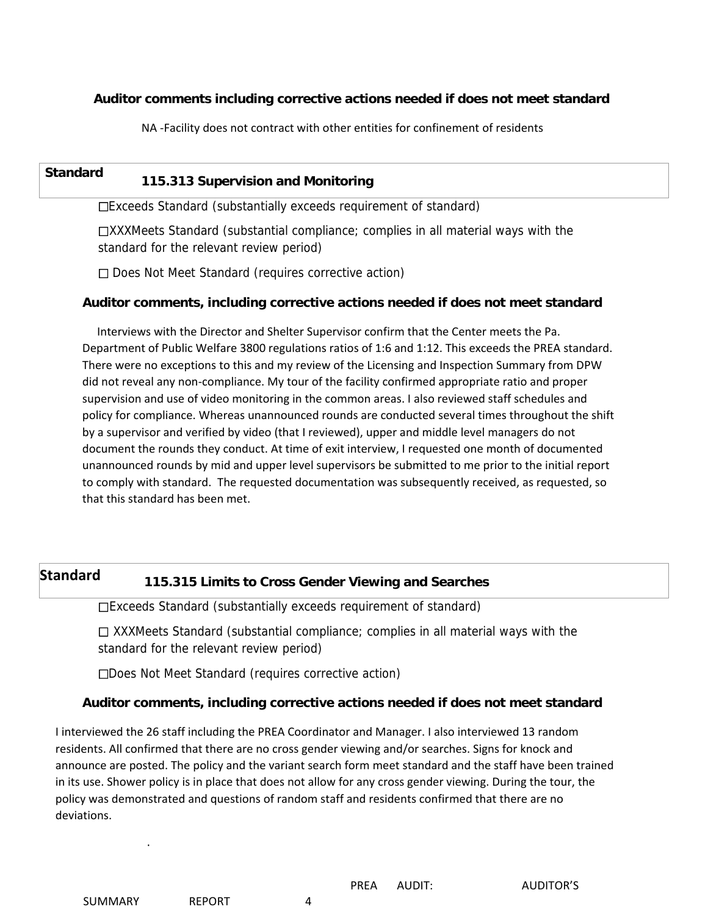### Auditor comments including corrective actions needed if does not meet standard

NA -Facility does not contract with other entities for confinement of residents

## Standard 115.313 Supervision and Monitoring

☐Exceeds Standard (substantially exceeds requirement of standard)

☐XXXMeets Standard (substantial compliance; complies in all material ways with the standard for the relevant review period)

☐ Does Not Meet Standard (requires corrective action)

### Auditor comments, including corrective actions needed if does not meet standard

Interviews with the Director and Shelter Supervisor confirm that the Center meets the Pa. Department of Public Welfare 3800 regulations ratios of 1:6 and 1:12. This exceeds the PREA standard. There were no exceptions to this and my review of the Licensing and Inspection Summary from DPW did not reveal any non-compliance. My tour of the facility confirmed appropriate ratio and proper supervision and use of video monitoring in the common areas. I also reviewed staff schedules and policy for compliance. Whereas unannounced rounds are conducted several times throughout the shift by a supervisor and verified by video (that I reviewed), upper and middle level managers do not document the rounds they conduct. At time of exit interview, I requested one month of documented unannounced rounds by mid and upper level supervisors be submitted to me prior to the initial report to comply with standard. The requested documentation was subsequently received, as requested, so that this standard has been met.

## Standard 115.315 Limits to Cross Gender Viewing and Searches

☐Exceeds Standard (substantially exceeds requirement of standard)

☐ XXXMeets Standard (substantial compliance; complies in all material ways with the standard for the relevant review period)

☐Does Not Meet Standard (requires corrective action)

### Auditor comments, including corrective actions needed if does not meet standard

I interviewed the 26 staff including the PREA Coordinator and Manager. I also interviewed 13 random residents. All confirmed that there are no cross gender viewing and/or searches. Signs for knock and announce are posted. The policy and the variant search form meet standard and the staff have been trained in its use. Shower policy is in place that does not allow for any cross gender viewing. During the tour, the policy was demonstrated and questions of random staff and residents confirmed that there are no deviations.

.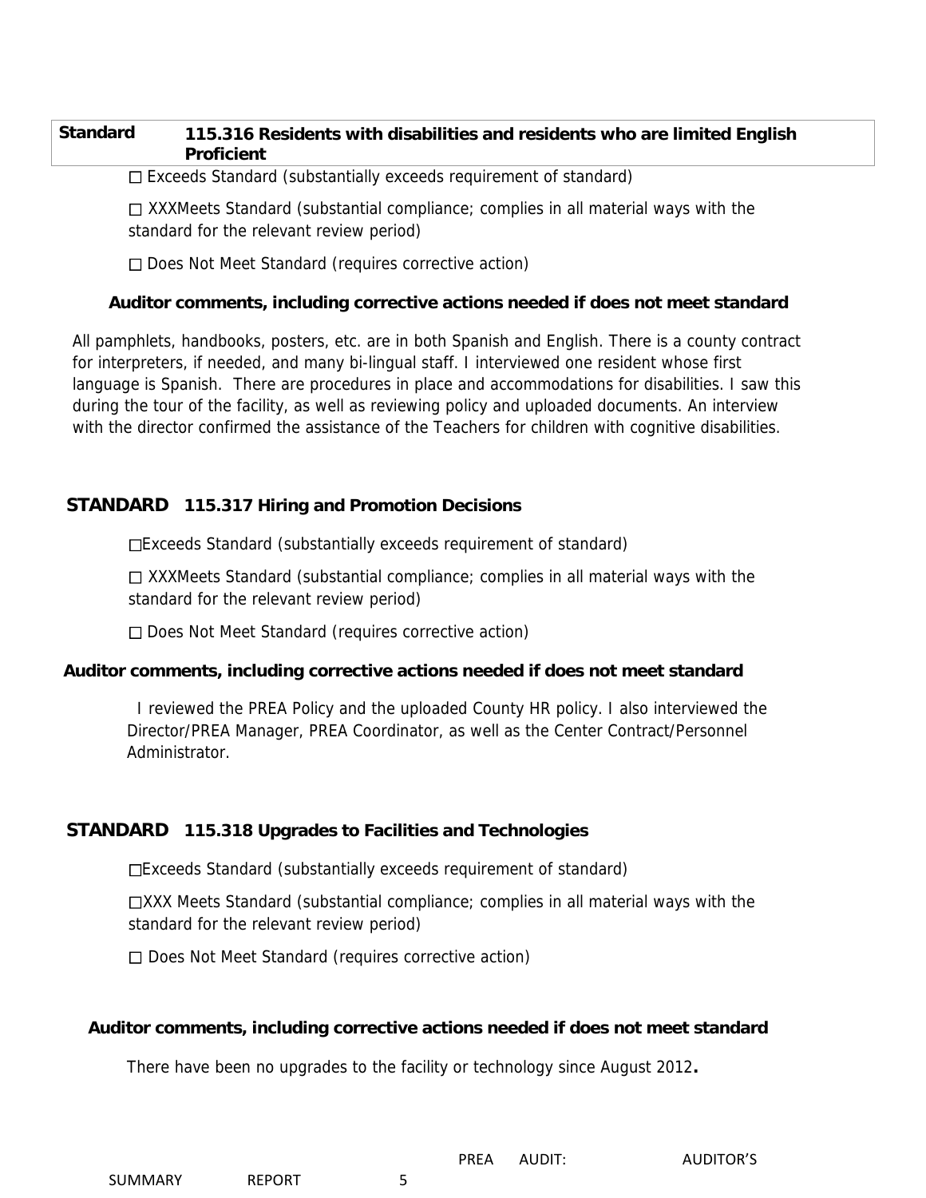## Standard 115.316 Residents with disabilities and residents who are limited English Proficient

☐ Exceeds Standard (substantially exceeds requirement of standard)

☐ XXXMeets Standard (substantial compliance; complies in all material ways with the standard for the relevant review period)

☐ Does Not Meet Standard (requires corrective action)

**Auditor comments, including corrective actions needed if does not meet standard**

All pamphlets, handbooks, posters, etc. are in both Spanish and English. There is a county contract for interpreters, if needed, and many bi-lingual staff. I interviewed one resident whose first language is Spanish. There are procedures in place and accommodations for disabilities. I saw this during the tour of the facility, as well as reviewing policy and uploaded documents. An interview with the director confirmed the assistance of the Teachers for children with cognitive disabilities.

## STANDARD 115.317 Hiring and Promotion Decisions

☐Exceeds Standard (substantially exceeds requirement of standard)

☐ XXXMeets Standard (substantial compliance; complies in all material ways with the standard for the relevant review period)

☐ Does Not Meet Standard (requires corrective action)

**Auditor comments, including corrective actions needed if does not meet standard**

I reviewed the PREA Policy and the uploaded County HR policy. I also interviewed the Director/PREA Manager, PREA Coordinator, as well as the Center Contract/Personnel Administrator.

## STANDARD 115.318 Upgrades to Facilities and Technologies

☐Exceeds Standard (substantially exceeds requirement of standard)

☐XXX Meets Standard (substantial compliance; complies in all material ways with the standard for the relevant review period)

☐ Does Not Meet Standard (requires corrective action)

**Auditor comments, including corrective actions needed if does not meet standard**

There have been no upgrades to the facility or technology since August 2012**.**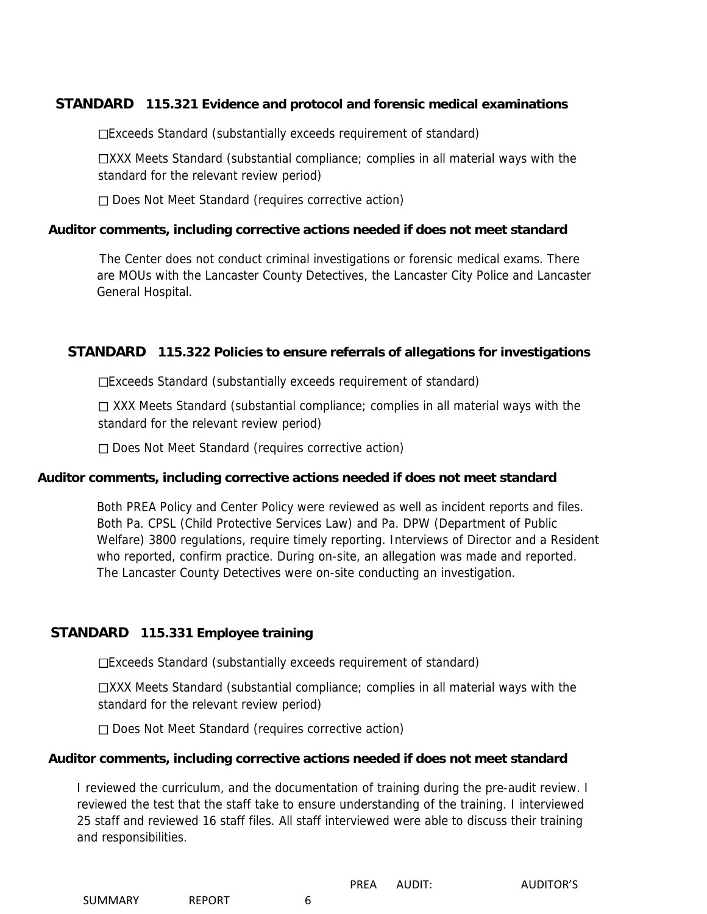**STANDARD 115.321 Evidence and protocol and forensic medical examinations**

☐Exceeds Standard (substantially exceeds requirement of standard)

☐XXX Meets Standard (substantial compliance; complies in all material ways with the standard for the relevant review period)

☐ Does Not Meet Standard (requires corrective action)

**Auditor comments, including corrective actions needed if does not meet standard**

The Center does not conduct criminal investigations or forensic medical exams. There are MOUs with the Lancaster County Detectives, the Lancaster City Police and Lancaster General Hospital.

**STANDARD 115.322 Policies to ensure referrals of allegations for investigations**

☐Exceeds Standard (substantially exceeds requirement of standard)

☐ XXX Meets Standard (substantial compliance; complies in all material ways with the standard for the relevant review period)

☐ Does Not Meet Standard (requires corrective action)

**Auditor comments, including corrective actions needed if does not meet standard**

Both PREA Policy and Center Policy were reviewed as well as incident reports and files. Both Pa. CPSL (Child Protective Services Law) and Pa. DPW (Department of Public Welfare) 3800 regulations, require timely reporting. Interviews of Director and a Resident who reported, confirm practice. During on-site, an allegation was made and reported. The Lancaster County Detectives were on-site conducting an investigation.

**STANDARD 115.331 Employee training**

☐Exceeds Standard (substantially exceeds requirement of standard)

☐XXX Meets Standard (substantial compliance; complies in all material ways with the standard for the relevant review period)

☐ Does Not Meet Standard (requires corrective action)

**Auditor comments, including corrective actions needed if does not meet standard**

I reviewed the curriculum, and the documentation of training during the pre-audit review. I reviewed the test that the staff take to ensure understanding of the training. I interviewed 25 staff and reviewed 16 staff files. All staff interviewed were able to discuss their training and responsibilities.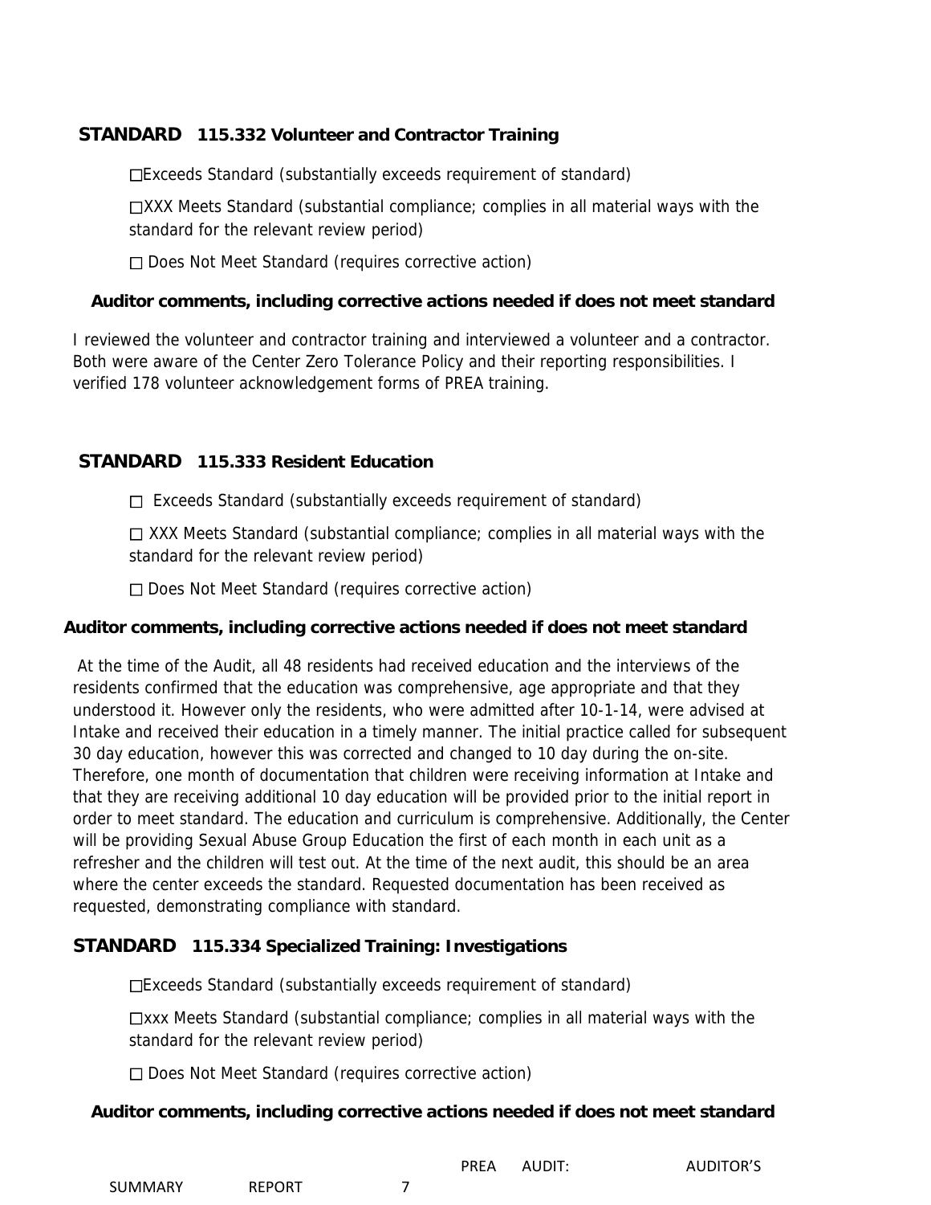## STANDARD 115.332 Volunteer and Contractor Training

☐Exceeds Standard (substantially exceeds requirement of standard)

☐XXX Meets Standard (substantial compliance; complies in all material ways with the standard for the relevant review period)

☐ Does Not Meet Standard (requires corrective action)

**Auditor comments, including corrective actions needed if does not meet standard**

I reviewed the volunteer and contractor training and interviewed a volunteer and a contractor. Both were aware of the Center Zero Tolerance Policy and their reporting responsibilities. I verified 178 volunteer acknowledgement forms of PREA training.

## STANDARD 115.333 Resident Education

☐ Exceeds Standard (substantially exceeds requirement of standard)

☐ XXX Meets Standard (substantial compliance; complies in all material ways with the standard for the relevant review period)

☐ Does Not Meet Standard (requires corrective action)

**Auditor comments, including corrective actions needed if does not meet standard**

At the time of the Audit, all 48 residents had received education and the interviews of the residents confirmed that the education was comprehensive, age appropriate and that they understood it. However only the residents, who were admitted after 10-1-14, were advised at Intake and received their education in a timely manner. The initial practice called for subsequent 30 day education, however this was corrected and changed to 10 day during the on-site. Therefore, one month of documentation that children were receiving information at Intake and that they are receiving additional 10 day education will be provided prior to the initial report in order to meet standard. The education and curriculum is comprehensive. Additionally, the Center will be providing Sexual Abuse Group Education the first of each month in each unit as a refresher and the children will test out. At the time of the next audit, this should be an area where the center exceeds the standard. Requested documentation has been received as requested, demonstrating compliance with standard.

## STANDARD 115.334 Specialized Training: Investigations

☐Exceeds Standard (substantially exceeds requirement of standard)

☐xxx Meets Standard (substantial compliance; complies in all material ways with the standard for the relevant review period)

☐ Does Not Meet Standard (requires corrective action)

**Auditor comments, including corrective actions needed if does not meet standard**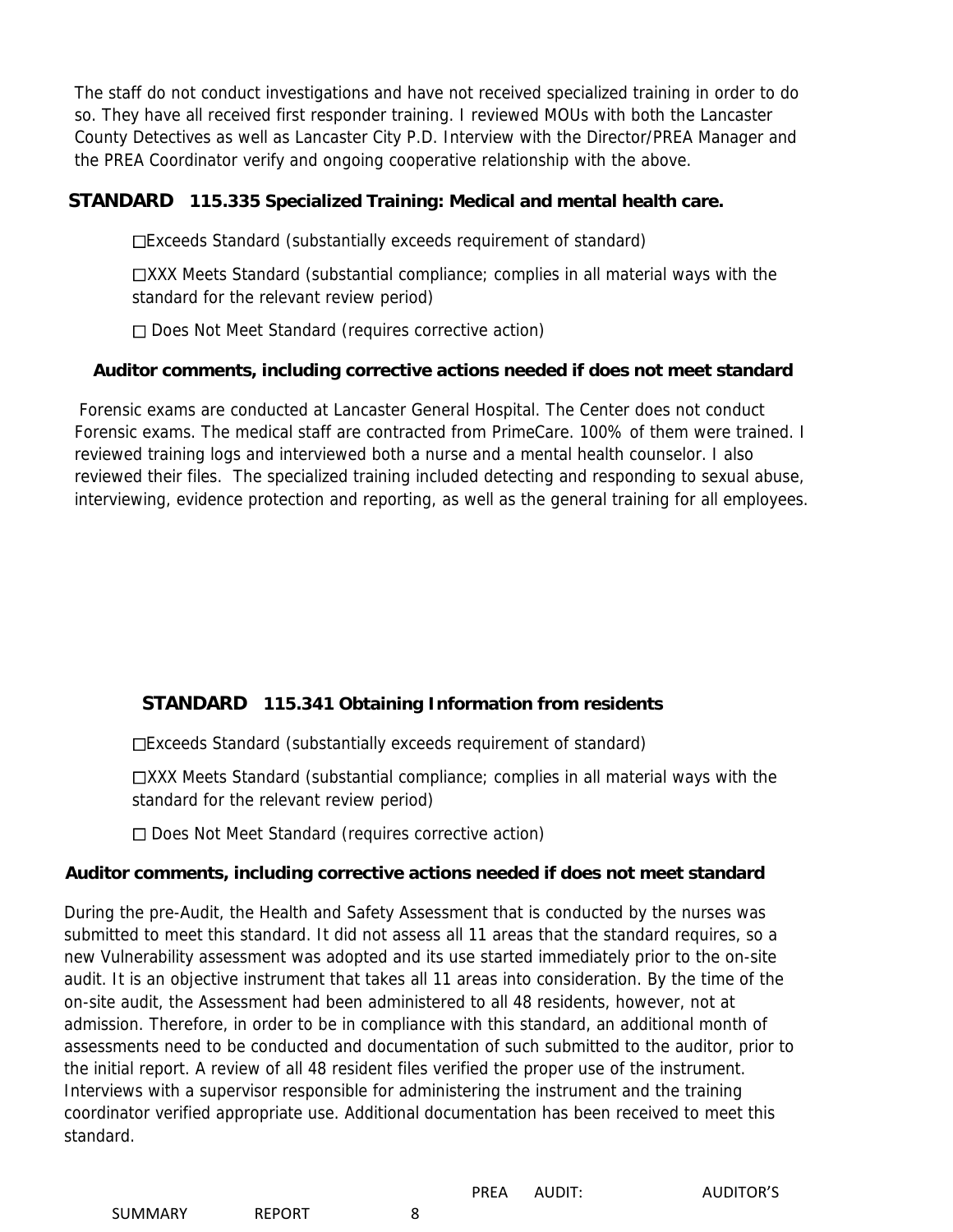The staff do not conduct investigations and have not received specialized training in order to do so. They have all received first responder training. I reviewed MOUs with both the Lancaster County Detectives as well as Lancaster City P.D. Interview with the Director/PREA Manager and the PREA Coordinator verify and ongoing cooperative relationship with the above.

## STANDARD 115.335 Specialized Training: Medical and mental health care.

☐Exceeds Standard (substantially exceeds requirement of standard)

☐XXX Meets Standard (substantial compliance; complies in all material ways with the standard for the relevant review period)

☐ Does Not Meet Standard (requires corrective action)

**Auditor comments, including corrective actions needed if does not meet standard**

Forensic exams are conducted at Lancaster General Hospital. The Center does not conduct Forensic exams. The medical staff are contracted from PrimeCare. 100% of them were trained. I reviewed training logs and interviewed both a nurse and a mental health counselor. I also reviewed their files. The specialized training included detecting and responding to sexual abuse, interviewing, evidence protection and reporting, as well as the general training for all employees.

## STANDARD 115.341 Obtaining Information from residents

☐Exceeds Standard (substantially exceeds requirement of standard)

☐XXX Meets Standard (substantial compliance; complies in all material ways with the standard for the relevant review period)

☐ Does Not Meet Standard (requires corrective action)

**Auditor comments, including corrective actions needed if does not meet standard**

During the pre-Audit, the Health and Safety Assessment that is conducted by the nurses was submitted to meet this standard. It did not assess all 11 areas that the standard requires, so a new Vulnerability assessment was adopted and its use started immediately prior to the on-site audit. It is an objective instrument that takes all 11 areas into consideration. By the time of the on-site audit, the Assessment had been administered to all 48 residents, however, not at admission. Therefore, in order to be in compliance with this standard, an additional month of assessments need to be conducted and documentation of such submitted to the auditor, prior to the initial report. A review of all 48 resident files verified the proper use of the instrument. Interviews with a supervisor responsible for administering the instrument and the training coordinator verified appropriate use. Additional documentation has been received to meet this standard.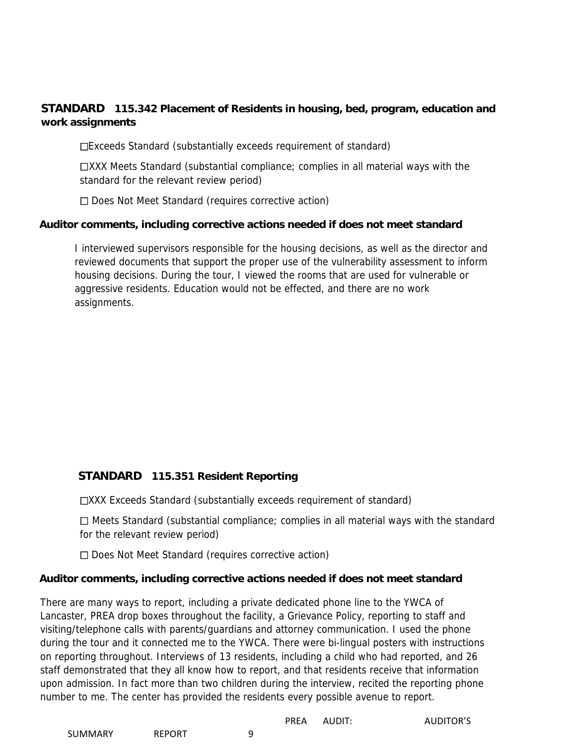## STANDARD 115.342 Placement of Residents in housing, bed, program, education and work assignments

☐Exceeds Standard (substantially exceeds requirement of standard)

☐XXX Meets Standard (substantial compliance; complies in all material ways with the standard for the relevant review period)

☐ Does Not Meet Standard (requires corrective action)

**Auditor comments, including corrective actions needed if does not meet standard**

I interviewed supervisors responsible for the housing decisions, as well as the director and reviewed documents that support the proper use of the vulnerability assessment to inform housing decisions. During the tour, I viewed the rooms that are used for vulnerable or aggressive residents. Education would not be effected, and there are no work assignments.

## STANDARD 115.351 Resident Reporting

☐XXX Exceeds Standard (substantially exceeds requirement of standard)

☐ Meets Standard (substantial compliance; complies in all material ways with the standard for the relevant review period)

☐ Does Not Meet Standard (requires corrective action)

**Auditor comments, including corrective actions needed if does not meet standard**

There are many ways to report, including a private dedicated phone line to the YWCA of Lancaster, PREA drop boxes throughout the facility, a Grievance Policy, reporting to staff and visiting/telephone calls with parents/guardians and attorney communication. I used the phone during the tour and it connected me to the YWCA. There were bi-lingual posters with instructions on reporting throughout. Interviews of 13 residents, including a child who had reported, and 26 staff demonstrated that they all know how to report, and that residents receive that information upon admission. In fact more than two children during the interview, recited the reporting phone number to me. The center has provided the residents every possible avenue to report.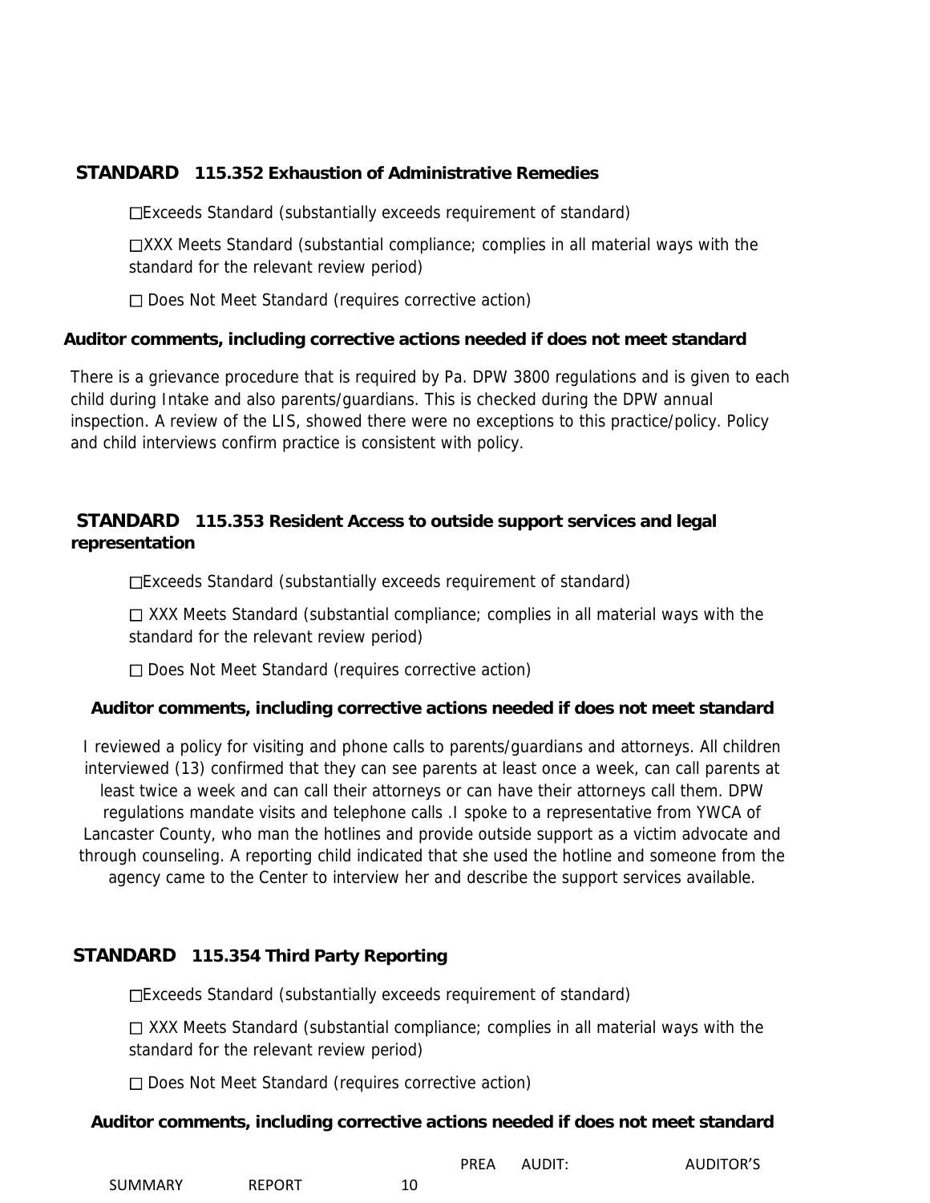## STANDARD 115.352 Exhaustion of Administrative Remedies

☐Exceeds Standard (substantially exceeds requirement of standard)

☐XXX Meets Standard (substantial compliance; complies in all material ways with the standard for the relevant review period)

☐ Does Not Meet Standard (requires corrective action)

**Auditor comments, including corrective actions needed if does not meet standard**

There is a grievance procedure that is required by Pa. DPW 3800 regulations and is given to each child during Intake and also parents/guardians. This is checked during the DPW annual inspection. A review of the LIS, showed there were no exceptions to this practice/policy. Policy and child interviews confirm practice is consistent with policy.

## STANDARD 115.353 Resident Access to outside support services and legal representation

☐Exceeds Standard (substantially exceeds requirement of standard)

☐ XXX Meets Standard (substantial compliance; complies in all material ways with the standard for the relevant review period)

☐ Does Not Meet Standard (requires corrective action)

**Auditor comments, including corrective actions needed if does not meet standard**

I reviewed a policy for visiting and phone calls to parents/guardians and attorneys. All children interviewed (13) confirmed that they can see parents at least once a week, can call parents at least twice a week and can call their attorneys or can have their attorneys call them. DPW regulations mandate visits and telephone calls .I spoke to a representative from YWCA of Lancaster County, who man the hotlines and provide outside support as a victim advocate and through counseling. A reporting child indicated that she used the hotline and someone from the agency came to the Center to interview her and describe the support services available.

## STANDARD 115.354 Third Party Reporting

☐Exceeds Standard (substantially exceeds requirement of standard)

☐ XXX Meets Standard (substantial compliance; complies in all material ways with the standard for the relevant review period)

☐ Does Not Meet Standard (requires corrective action)

**Auditor comments, including corrective actions needed if does not meet standard**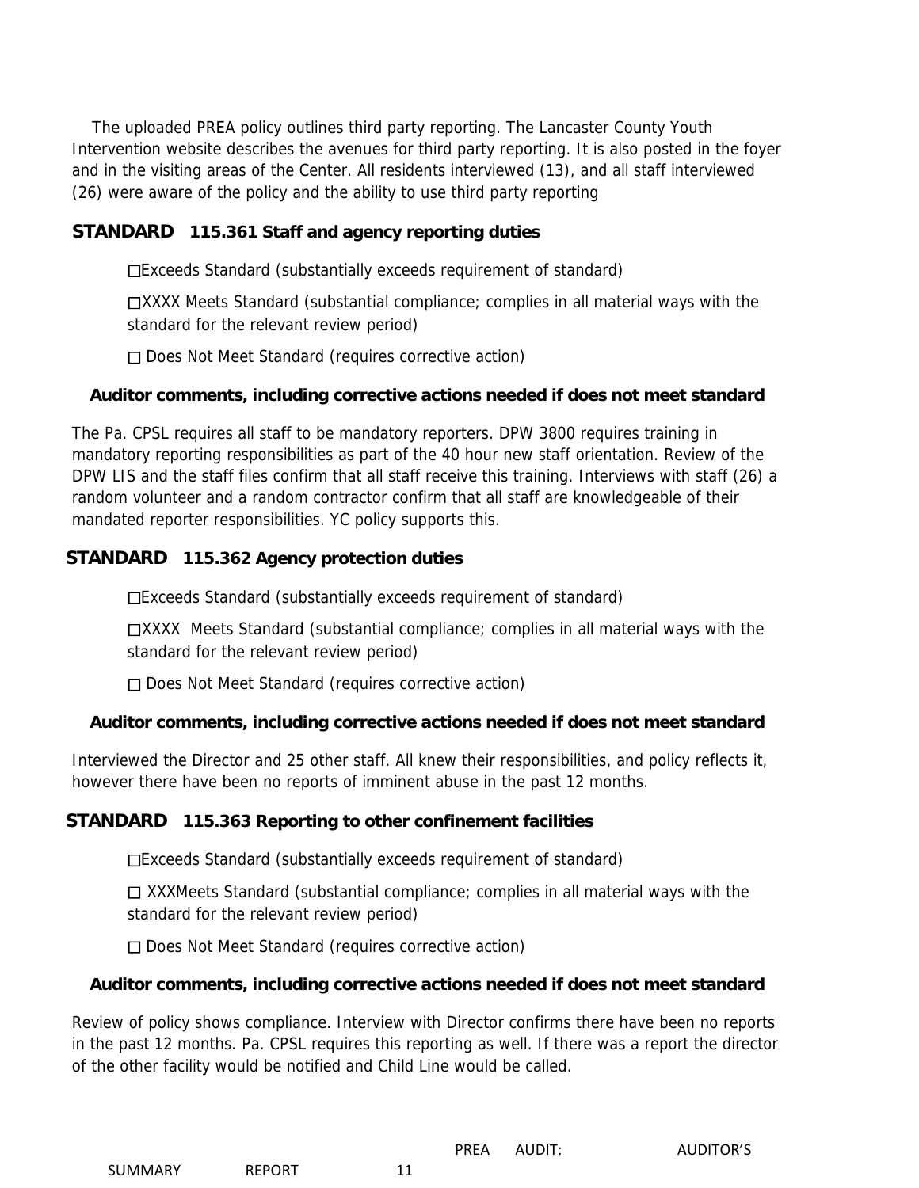The uploaded PREA policy outlines third party reporting. The Lancaster County Youth Intervention website describes the avenues for third party reporting. It is also posted in the foyer and in the visiting areas of the Center. All residents interviewed (13), and all staff interviewed (26) were aware of the policy and the ability to use third party reporting

## STANDARD 115.361 Staff and agency reporting duties

☐Exceeds Standard (substantially exceeds requirement of standard)

☐XXXX Meets Standard (substantial compliance; complies in all material ways with the standard for the relevant review period)

☐ Does Not Meet Standard (requires corrective action)

**Auditor comments, including corrective actions needed if does not meet standard**

The Pa. CPSL requires all staff to be mandatory reporters. DPW 3800 requires training in mandatory reporting responsibilities as part of the 40 hour new staff orientation. Review of the DPW LIS and the staff files confirm that all staff receive this training. Interviews with staff (26) a random volunteer and a random contractor confirm that all staff are knowledgeable of their mandated reporter responsibilities. YC policy supports this.

## STANDARD 115.362 Agency protection duties

☐Exceeds Standard (substantially exceeds requirement of standard)

☐XXXX Meets Standard (substantial compliance; complies in all material ways with the standard for the relevant review period)

☐ Does Not Meet Standard (requires corrective action)

**Auditor comments, including corrective actions needed if does not meet standard**

Interviewed the Director and 25 other staff. All knew their responsibilities, and policy reflects it, however there have been no reports of imminent abuse in the past 12 months.

## STANDARD 115.363 Reporting to other confinement facilities

☐Exceeds Standard (substantially exceeds requirement of standard)

☐ XXXMeets Standard (substantial compliance; complies in all material ways with the standard for the relevant review period)

☐ Does Not Meet Standard (requires corrective action)

**Auditor comments, including corrective actions needed if does not meet standard**

Review of policy shows compliance. Interview with Director confirms there have been no reports in the past 12 months. Pa. CPSL requires this reporting as well. If there was a report the director of the other facility would be notified and Child Line would be called.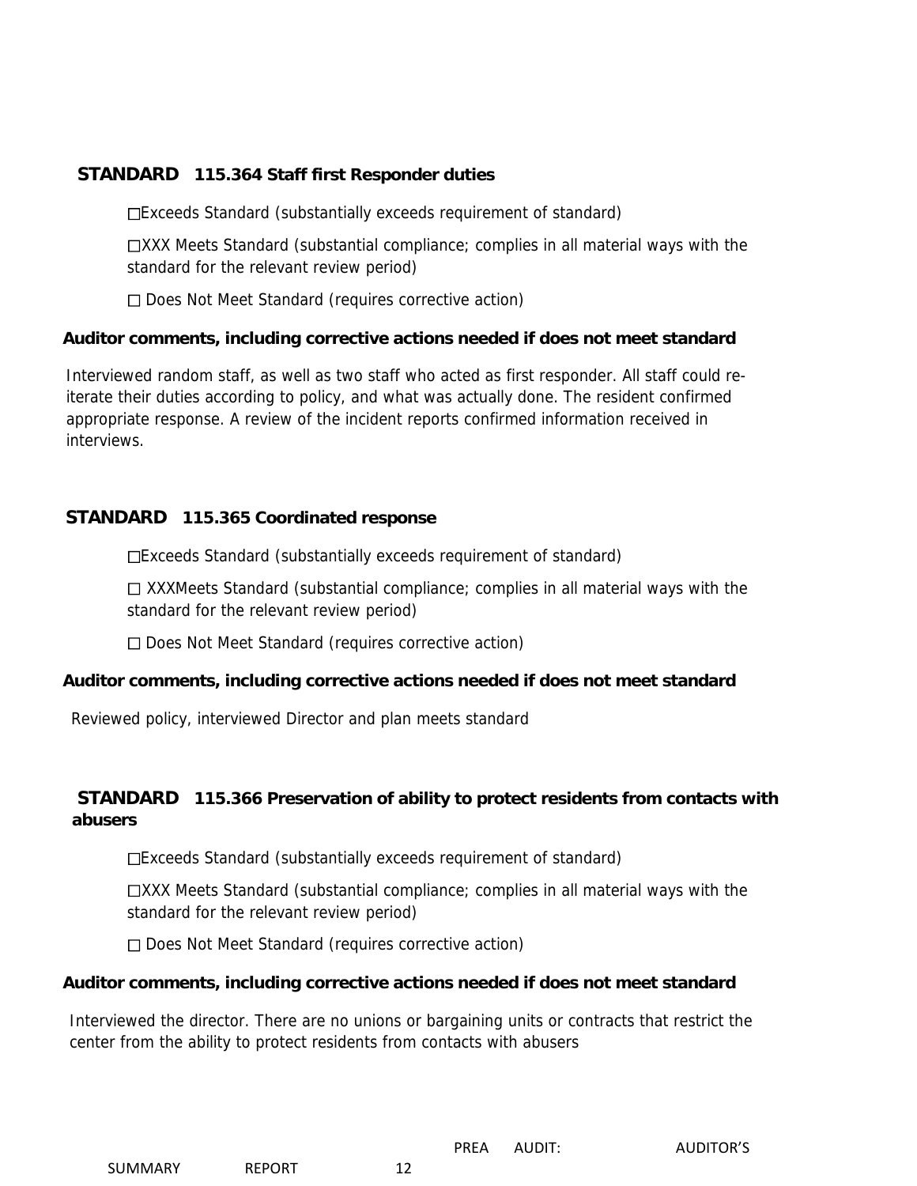### STANDARD 115.364 Staff first Responder duties

☐Exceeds Standard (substantially exceeds requirement of standard)

☐XXX Meets Standard (substantial compliance; complies in all material ways with the standard for the relevant review period)

☐ Does Not Meet Standard (requires corrective action)

**Auditor comments, including corrective actions needed if does not meet standard**

Interviewed random staff, as well as two staff who acted as first responder. All staff could re-iterate their duties according to policy, and what was actually done. The resident confirmed appropriate response. A review of the incident reports confirmed information received in interviews.

### STANDARD 115.365 Coordinated response

☐Exceeds Standard (substantially exceeds requirement of standard)

☐ XXXMeets Standard (substantial compliance; complies in all material ways with the standard for the relevant review period)

☐ Does Not Meet Standard (requires corrective action)

**Auditor comments, including corrective actions needed if does not meet standard**

Reviewed policy, interviewed Director and plan meets standard

### STANDARD 115.366 Preservation of ability to protect residents from contacts with abusers

☐Exceeds Standard (substantially exceeds requirement of standard)

☐XXX Meets Standard (substantial compliance; complies in all material ways with the standard for the relevant review period)

☐ Does Not Meet Standard (requires corrective action)

**Auditor comments, including corrective actions needed if does not meet standard**

Interviewed the director. There are no unions or bargaining units or contracts that restrict the center from the ability to protect residents from contacts with abusers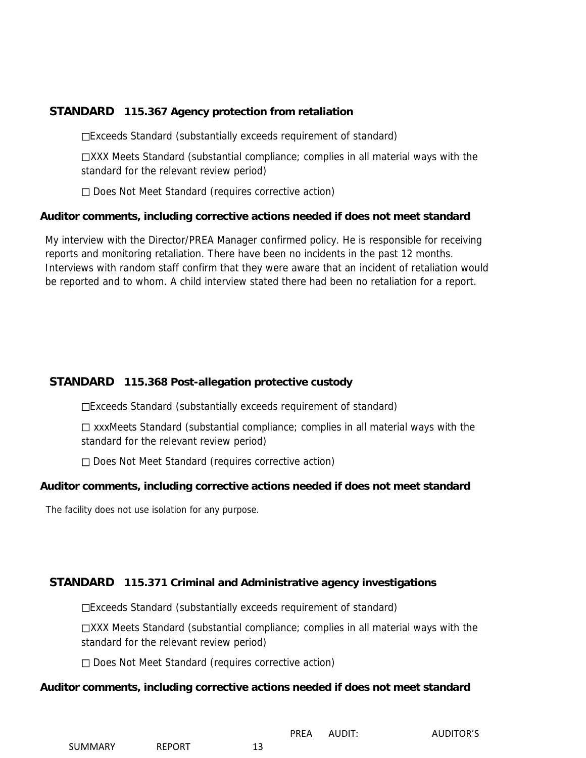**STANDARD 115.367 Agency protection from retaliation**

☐Exceeds Standard (substantially exceeds requirement of standard)

☐XXX Meets Standard (substantial compliance; complies in all material ways with the standard for the relevant review period)

☐ Does Not Meet Standard (requires corrective action)

**Auditor comments, including corrective actions needed if does not meet standard**

My interview with the Director/PREA Manager confirmed policy. He is responsible for receiving reports and monitoring retaliation. There have been no incidents in the past 12 months. Interviews with random staff confirm that they were aware that an incident of retaliation would be reported and to whom. A child interview stated there had been no retaliation for a report.

**STANDARD 115.368 Post-allegation protective custody**

☐Exceeds Standard (substantially exceeds requirement of standard)

☐ xxxMeets Standard (substantial compliance; complies in all material ways with the standard for the relevant review period)

☐ Does Not Meet Standard (requires corrective action)

**Auditor comments, including corrective actions needed if does not meet standard**

The facility does not use isolation for any purpose.

**STANDARD 115.371 Criminal and Administrative agency investigations**

☐Exceeds Standard (substantially exceeds requirement of standard)

☐XXX Meets Standard (substantial compliance; complies in all material ways with the standard for the relevant review period)

☐ Does Not Meet Standard (requires corrective action)

**Auditor comments, including corrective actions needed if does not meet standard**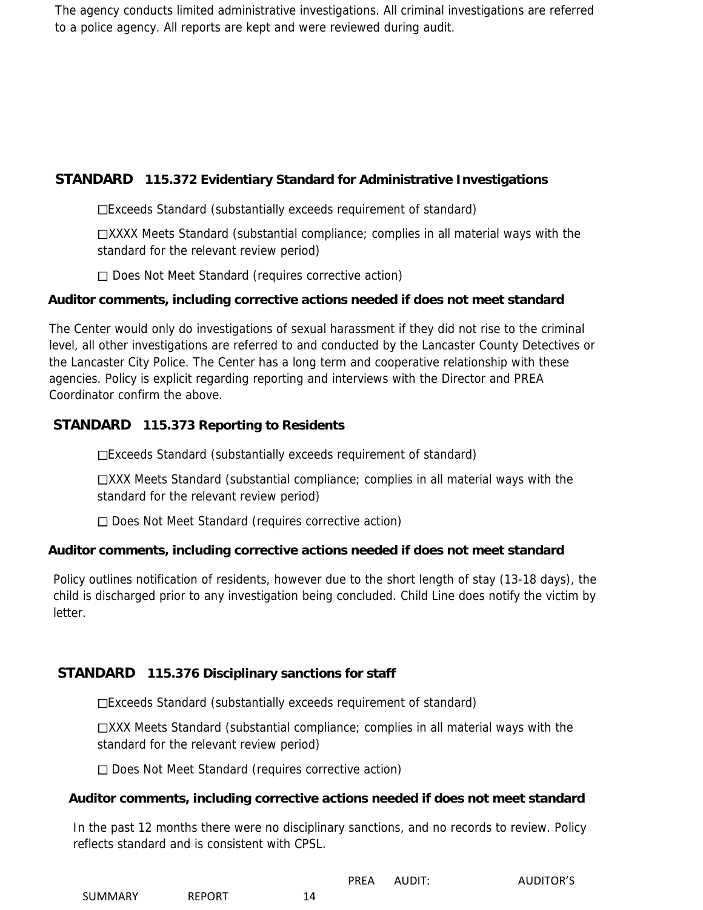The agency conducts limited administrative investigations. All criminal investigations are referred to a police agency. All reports are kept and were reviewed during audit.

## STANDARD 115.372 Evidentiary Standard for Administrative Investigations

☐Exceeds Standard (substantially exceeds requirement of standard)

☐XXXX Meets Standard (substantial compliance; complies in all material ways with the standard for the relevant review period)

☐ Does Not Meet Standard (requires corrective action)

**Auditor comments, including corrective actions needed if does not meet standard**

The Center would only do investigations of sexual harassment if they did not rise to the criminal level, all other investigations are referred to and conducted by the Lancaster County Detectives or the Lancaster City Police. The Center has a long term and cooperative relationship with these agencies. Policy is explicit regarding reporting and interviews with the Director and PREA Coordinator confirm the above.

## STANDARD 115.373 Reporting to Residents

☐Exceeds Standard (substantially exceeds requirement of standard)

☐XXX Meets Standard (substantial compliance; complies in all material ways with the standard for the relevant review period)

☐ Does Not Meet Standard (requires corrective action)

**Auditor comments, including corrective actions needed if does not meet standard**

Policy outlines notification of residents, however due to the short length of stay (13-18 days), the child is discharged prior to any investigation being concluded. Child Line does notify the victim by letter.

## STANDARD 115.376 Disciplinary sanctions for staff

☐Exceeds Standard (substantially exceeds requirement of standard)

☐XXX Meets Standard (substantial compliance; complies in all material ways with the standard for the relevant review period)

☐ Does Not Meet Standard (requires corrective action)

**Auditor comments, including corrective actions needed if does not meet standard**

In the past 12 months there were no disciplinary sanctions, and no records to review. Policy reflects standard and is consistent with CPSL.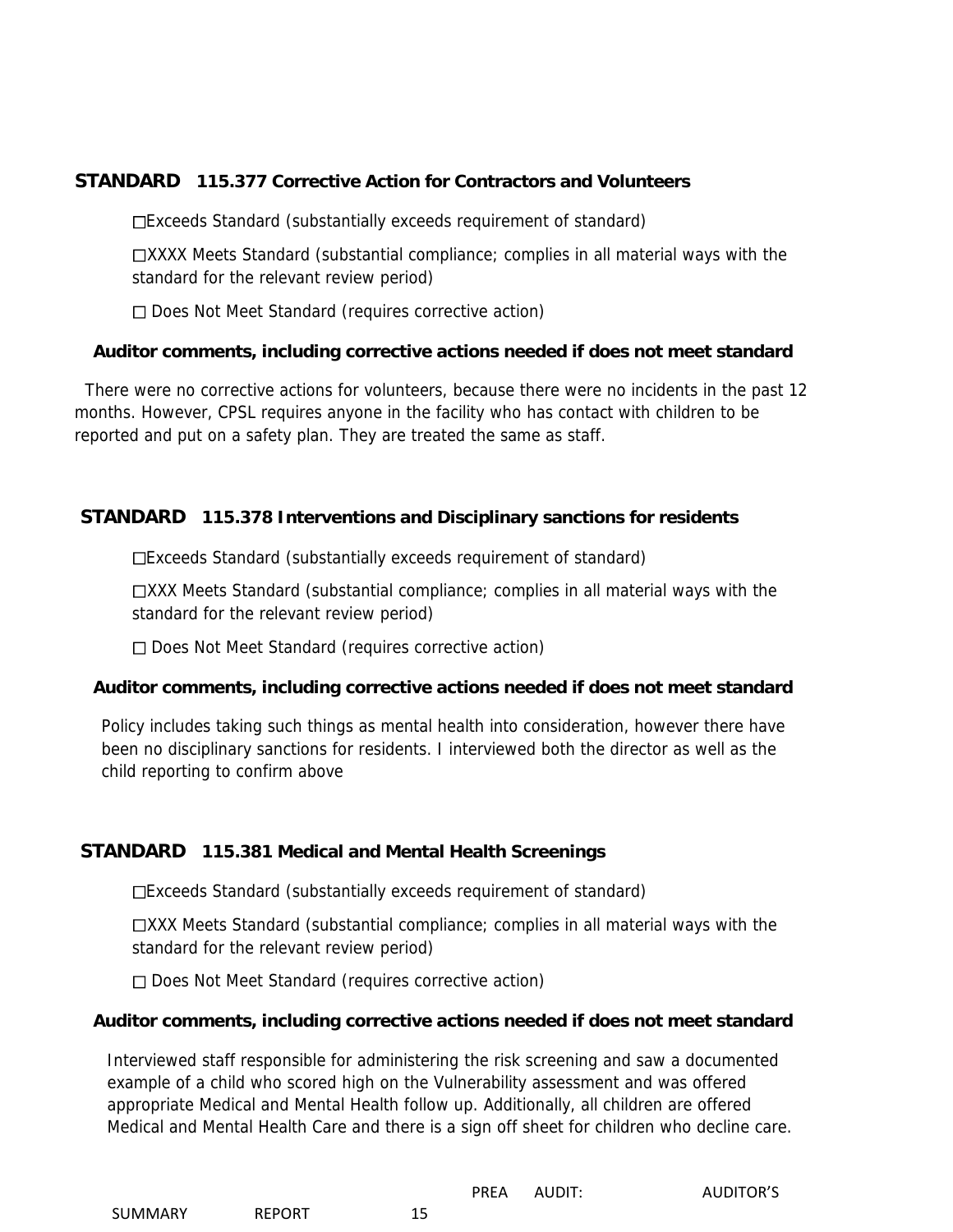## STANDARD 115.377 Corrective Action for Contractors and Volunteers

☐Exceeds Standard (substantially exceeds requirement of standard)

☐XXXX Meets Standard (substantial compliance; complies in all material ways with the standard for the relevant review period)

☐ Does Not Meet Standard (requires corrective action)

**Auditor comments, including corrective actions needed if does not meet standard**

There were no corrective actions for volunteers, because there were no incidents in the past 12 months. However, CPSL requires anyone in the facility who has contact with children to be reported and put on a safety plan. They are treated the same as staff.

## STANDARD 115.378 Interventions and Disciplinary sanctions for residents

☐Exceeds Standard (substantially exceeds requirement of standard)

☐XXX Meets Standard (substantial compliance; complies in all material ways with the standard for the relevant review period)

☐ Does Not Meet Standard (requires corrective action)

**Auditor comments, including corrective actions needed if does not meet standard**

Policy includes taking such things as mental health into consideration, however there have been no disciplinary sanctions for residents. I interviewed both the director as well as the child reporting to confirm above

## STANDARD 115.381 Medical and Mental Health Screenings

☐Exceeds Standard (substantially exceeds requirement of standard)

☐XXX Meets Standard (substantial compliance; complies in all material ways with the standard for the relevant review period)

☐ Does Not Meet Standard (requires corrective action)

**Auditor comments, including corrective actions needed if does not meet standard**

Interviewed staff responsible for administering the risk screening and saw a documented example of a child who scored high on the Vulnerability assessment and was offered appropriate Medical and Mental Health follow up. Additionally, all children are offered Medical and Mental Health Care and there is a sign off sheet for children who decline care.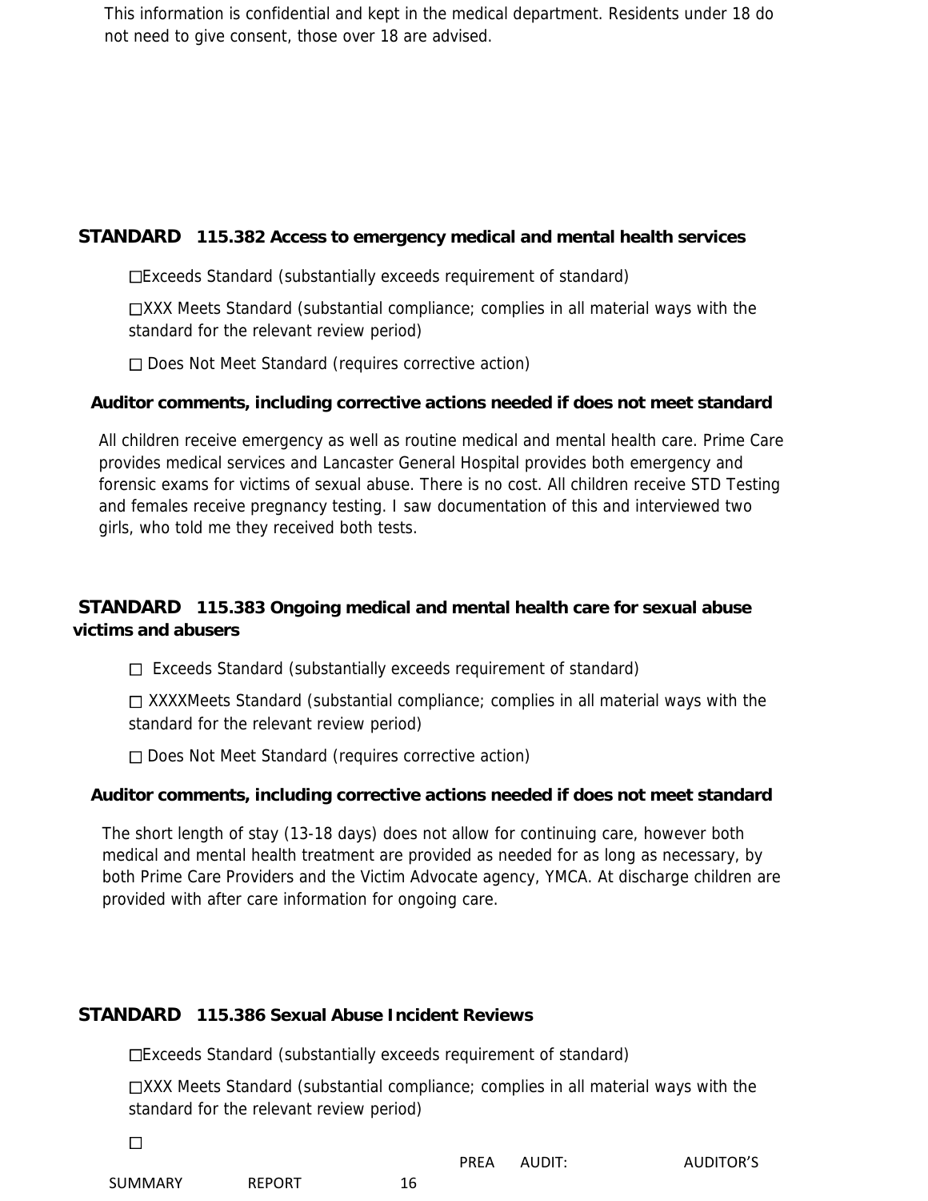This information is confidential and kept in the medical department. Residents under 18 do not need to give consent, those over 18 are advised.

## STANDARD 115.382 Access to emergency medical and mental health services

☐Exceeds Standard (substantially exceeds requirement of standard)

☐XXX Meets Standard (substantial compliance; complies in all material ways with the standard for the relevant review period)

☐ Does Not Meet Standard (requires corrective action)

**Auditor comments, including corrective actions needed if does not meet standard**

All children receive emergency as well as routine medical and mental health care. Prime Care provides medical services and Lancaster General Hospital provides both emergency and forensic exams for victims of sexual abuse. There is no cost. All children receive STD Testing and females receive pregnancy testing. I saw documentation of this and interviewed two girls, who told me they received both tests.

## STANDARD 115.383 Ongoing medical and mental health care for sexual abuse victims and abusers

☐ Exceeds Standard (substantially exceeds requirement of standard)

☐ XXXXMeets Standard (substantial compliance; complies in all material ways with the standard for the relevant review period)

☐ Does Not Meet Standard (requires corrective action)

**Auditor comments, including corrective actions needed if does not meet standard**

The short length of stay (13-18 days) does not allow for continuing care, however both medical and mental health treatment are provided as needed for as long as necessary, by both Prime Care Providers and the Victim Advocate agency, YMCA. At discharge children are provided with after care information for ongoing care.

## STANDARD 115.386 Sexual Abuse Incident Reviews

☐Exceeds Standard (substantially exceeds requirement of standard)

☐XXX Meets Standard (substantial compliance; complies in all material ways with the standard for the relevant review period)

☐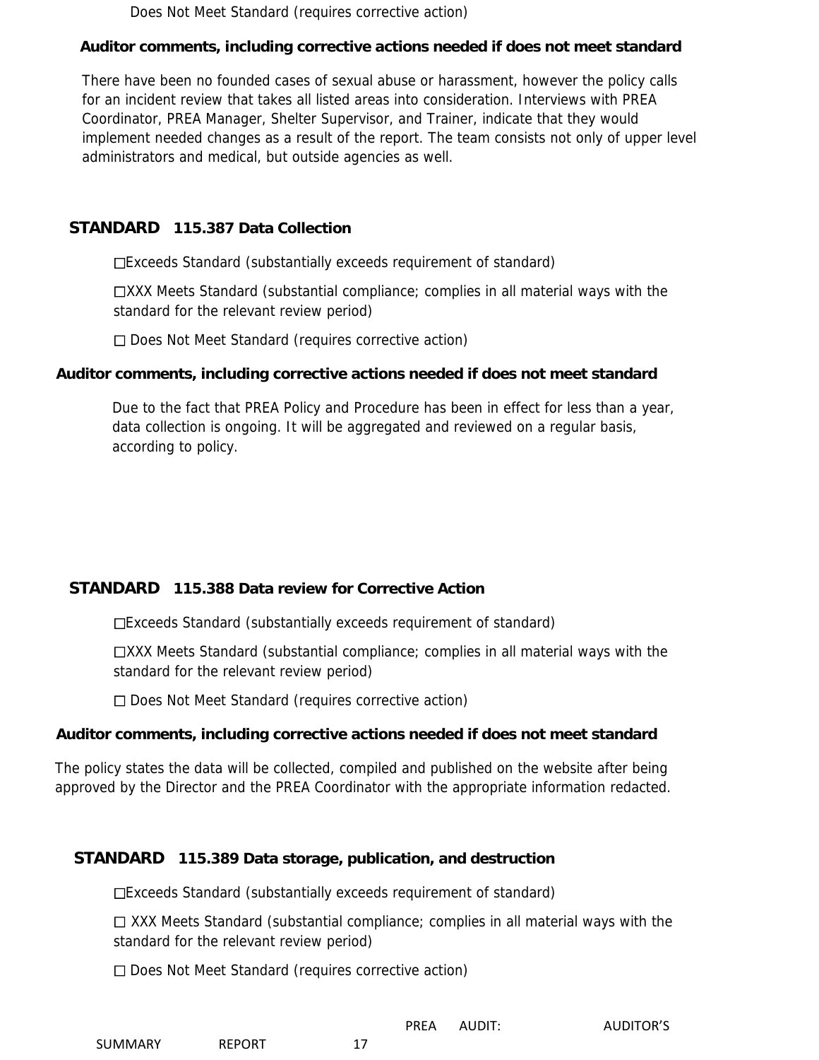☐ Does Not Meet Standard (requires corrective action)

**Auditor comments, including corrective actions needed if does not meet standard**

There have been no founded cases of sexual abuse or harassment, however the policy calls for an incident review that takes all listed areas into consideration. Interviews with PREA Coordinator, PREA Manager, Shelter Supervisor, and Trainer, indicate that they would implement needed changes as a result of the report. The team consists not only of upper level administrators and medical, but outside agencies as well.

## STANDARD 115.387 Data Collection

☐Exceeds Standard (substantially exceeds requirement of standard)

☐XXX Meets Standard (substantial compliance; complies in all material ways with the standard for the relevant review period)

☐ Does Not Meet Standard (requires corrective action)

**Auditor comments, including corrective actions needed if does not meet standard**

Due to the fact that PREA Policy and Procedure has been in effect for less than a year, data collection is ongoing. It will be aggregated and reviewed on a regular basis, according to policy.

## STANDARD 115.388 Data review for Corrective Action

☐Exceeds Standard (substantially exceeds requirement of standard)

☐XXX Meets Standard (substantial compliance; complies in all material ways with the standard for the relevant review period)

☐ Does Not Meet Standard (requires corrective action)

**Auditor comments, including corrective actions needed if does not meet standard**

The policy states the data will be collected, compiled and published on the website after being approved by the Director and the PREA Coordinator with the appropriate information redacted.

## STANDARD 115.389 Data storage, publication, and destruction

☐Exceeds Standard (substantially exceeds requirement of standard)

☐ XXX Meets Standard (substantial compliance; complies in all material ways with the standard for the relevant review period)

☐ Does Not Meet Standard (requires corrective action)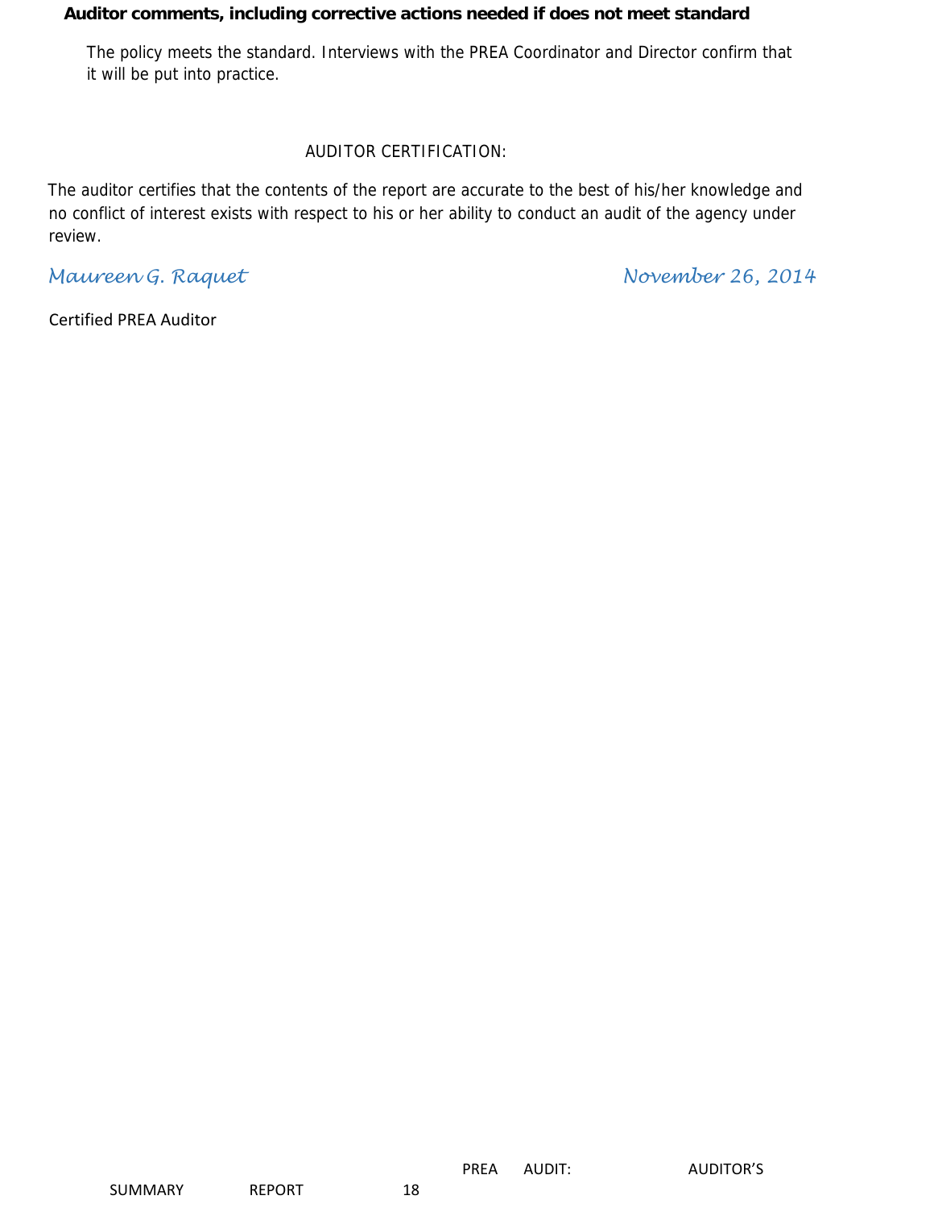**Auditor comments, including corrective actions needed if does not meet standard**

The policy meets the standard. Interviews with the PREA Coordinator and Director confirm that it will be put into practice.

AUDITOR CERTIFICATION:

The auditor certifies that the contents of the report are accurate to the best of his/her knowledge and no conflict of interest exists with respect to his or her ability to conduct an audit of the agency under review.

*Maureen G. Raquet* *November 26, 2014*

Certified PREA Auditor